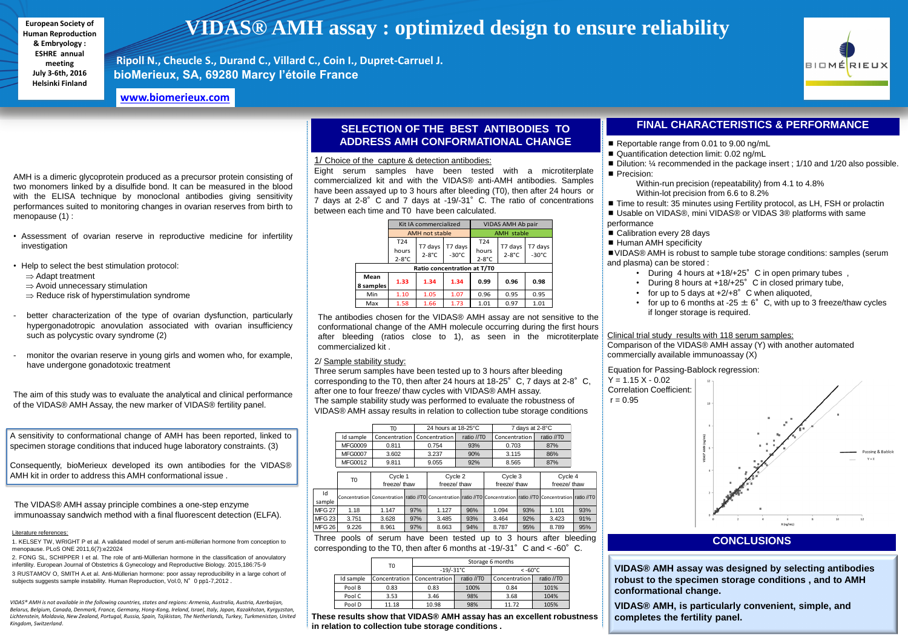# VIDAS® AMH assay : optimized design to ensure reliability

European Society of Human Reproduction & Embryology : ESHRE annual meeting July 3-6th, 2016 Helsinki Finland

**Ripoll N., Cheucle S., Durand C., Villard C., Coin I., Dupret-Carruel J.**
**bioMerieux, SA, 69280 Marcy l'étoile France**

**www.biomerieux.com**

AMH is a dimeric glycoprotein produced as a precursor protein consisting of two monomers linked by a disulfide bond. It can be measured in the blood with the ELISA technique by monoclonal antibodies giving sensitivity performances suited to monitoring changes in ovarian reserves from birth to menopause (1) :

- Assessment of ovarian reserve in reproductive medicine for infertility investigation
- Help to select the best stimulation protocol:
  - ⇒ Adapt treatment
  - ⇒ Avoid unnecessary stimulation
  - ⇒ Reduce risk of hyperstimulation syndrome
- better characterization of the type of ovarian dysfunction, particularly hypergonadotropic anovulation associated with ovarian insufficiency such as polycystic ovary syndrome (2)
- monitor the ovarian reserve in young girls and women who, for example, have undergone gonadotoxic treatment

The aim of this study was to evaluate the analytical and clinical performance of the VIDAS® AMH Assay, the new marker of VIDAS® fertility panel.

A sensitivity to conformational change of AMH has been reported, linked to specimen storage conditions that induced huge laboratory constraints. (3)

Consequently, bioMerieux developed its own antibodies for the VIDAS® AMH kit in order to address this AMH conformational issue .

The VIDAS® AMH assay principle combines a one-step enzyme immunoassay sandwich method with a final fluorescent detection (ELFA).

Literature references:

1. KELSEY TW, WRIGHT P et al. A validated model of serum anti-müllerian hormone from conception to menopause. PLoS ONE 2011,6(7):e22024
2. FONG SL, SCHIPPER I et al. The role of anti-Müllerian hormone in the classification of anovulatory infertility. European Journal of Obstetrics & Gynecology and Reproductive Biology. 2015,186:75-9
3. RUSTAMOV O, SMITH A.et al. Anti-Müllerian hormone: poor assay reproducibility in a large cohort of subjects suggests sample instability. Human Reproduction, Vol.0, N° 0 pp1-7,2012 .

*VIDAS® AMH is not available in the following countries, states and regions: Armenia, Australia, Austria, Azerbaijan, Belarus, Belgium, Canada, Denmark, France, Germany, Hong-Kong, Ireland, Israel, Italy, Japan, Kazakhstan, Kyrgyzstan, Lichtenstein, Moldavia, New Zealand, Portugal, Russia, Spain, Tajikistan, The Netherlands, Turkey, Turkmenistan, United Kingdom, Switzerland.*

## SELECTION OF THE BEST ANTIBODIES TO ADDRESS AMH CONFORMATIONAL CHANGE

1/ Choice of the capture & detection antibodies:

Eight serum samples have been tested with a microtiterplate commercialized kit and with the VIDAS® anti-AMH antibodies. Samples have been assayed up to 3 hours after bleeding (T0), then after 24 hours or 7 days at 2-8° C and 7 days at -19/-31° C. The ratio of concentrations between each time and T0 have been calculated.

| | Kit IA commercialized | | | VIDAS AMH Ab pair | | |
|---|---|---|---|---|---|---|
| | AMH not stable | | | AMH stable | | |
| | T24 hours 2-8°C | T7 days 2-8°C | T7 days -30°C | T24 hours 2-8°C | T7 days 2-8°C | T7 days -30°C |
| | Ratio concentration at T/T0 | | | | | |
| Mean 8 samples | 1.33 | 1.34 | 1.34 | 0.99 | 0.96 | 0.98 |
| Min | 1.10 | 1.05 | 1.07 | 0.96 | 0.95 | 0.95 |
| Max | 1.58 | 1.66 | 1.73 | 1.01 | 0.97 | 1.01 |

The antibodies chosen for the VIDAS® AMH assay are not sensitive to the conformational change of the AMH molecule occurring during the first hours after bleeding (ratios close to 1), as seen in the microtiterplate commercialized kit .

2/ Sample stability study:

Three serum samples have been tested up to 3 hours after bleeding corresponding to the T0, then after 24 hours at 18-25° C, 7 days at 2-8° C, after one to four freeze/ thaw cycles with VIDAS® AMH assay.
The sample stability study was performed to evaluate the robustness of VIDAS® AMH assay results in relation to collection tube storage conditions

| | T0 | 24 hours at 18-25°C | | 7 days at 2-8°C | |
|---|---|---|---|---|---|
| Id sample | Concentration | Concentration | ratio //T0 | Concentration | ratio //T0 |
| MFG0009 | 0.811 | 0.754 | 93% | 0.703 | 87% |
| MFG0007 | 3.602 | 3.237 | 90% | 3.115 | 86% |
| MFG0012 | 9.811 | 9.055 | 92% | 8.565 | 87% |

| | T0 | Cycle 1 freeze/ thaw | | Cycle 2 freeze/ thaw | | Cycle 3 freeze/ thaw | | Cycle 4 freeze/ thaw | |
|---|---|---|---|---|---|---|---|---|---|
| Id sample | Concentration | Concentration | ratio //T0 | Concentration | ratio //T0 | Concentration | ratio //T0 | Concentration | ratio //T0 |
| MFG 27 | 1.18 | 1.147 | 97% | 1.127 | 96% | 1.094 | 93% | 1.101 | 93% |
| MFG 23 | 3.751 | 3.628 | 97% | 3.485 | 93% | 3.464 | 92% | 3.423 | 91% |
| MFG 26 | 9.226 | 8.961 | 97% | 8.663 | 94% | 8.787 | 95% | 8.789 | 95% |

Three pools of serum have been tested up to 3 hours after bleeding corresponding to the T0, then after 6 months at -19/-31° C and < -60° C.

| | T0 | Storage 6 months | | | |
|---|---|---|---|---|---|
| | | -19/-31°C | | < -60°C | |
| Id sample | Concentration | Concentration | ratio //T0 | Concentration | ratio //T0 |
| Pool B | 0.83 | 0.83 | 100% | 0.84 | 101% |
| Pool C | 3.53 | 3.46 | 98% | 3.68 | 104% |
| Pool D | 11.18 | 10.98 | 98% | 11.72 | 105% |

**These results show that VIDAS® AMH assay has an excellent robustness in relation to collection tube storage conditions .**

## FINAL CHARACTERISTICS & PERFORMANCE

- Reportable range from 0.01 to 9.00 ng/mL
- Quantification detection limit: 0.02 ng/mL
- Dilution: ¼ recommended in the package insert ; 1/10 and 1/20 also possible.
- Precision:
  - Within-run precision (repeatability) from 4.1 to 4.8%
  - Within-lot precision from 6.6 to 8.2%
- Time to result: 35 minutes using Fertility protocol, as LH, FSH or prolactin
- Usable on VIDAS®, mini VIDAS® or VIDAS 3® platforms with same performance
- Calibration every 28 days
- Human AMH specificity
- VIDAS® AMH is robust to sample tube storage conditions: samples (serum and plasma) can be stored :
  - During 4 hours at +18/+25° C in open primary tubes ,
  - During 8 hours at +18/+25° C in closed primary tube,
  - for up to 5 days at +2/+8° C when aliquoted,
  - for up to 6 months at -25 ± 6° C, with up to 3 freeze/thaw cycles if longer storage is required.

Clinical trial study results with 118 serum samples:

Comparison of the VIDAS® AMH assay (Y) with another automated commercially available immunoassay (X)

Equation for Passing-Bablock regression:

$Y = 1.15\ X - 0.02$

Correlation Coefficient:

$r = 0.95$

## CONCLUSIONS

**VIDAS® AMH assay was designed by selecting antibodies robust to the specimen storage conditions , and to AMH conformational change.**

**VIDAS® AMH, is particularly convenient, simple, and completes the fertility panel.**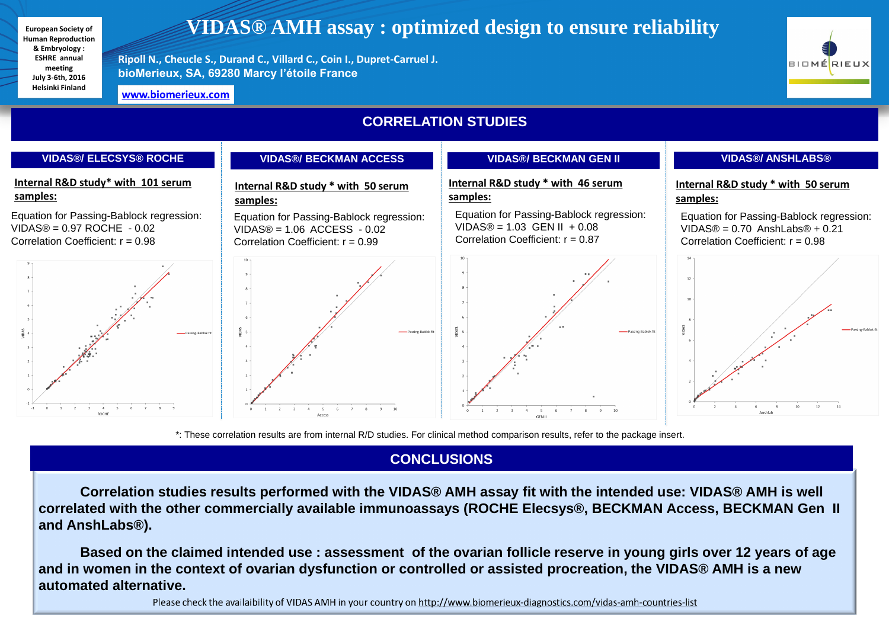European Society of Human Reproduction & Embryology : ESHRE annual meeting July 3-6th, 2016 Helsinki Finland

# VIDAS® AMH assay : optimized design to ensure reliability

**Ripoll N., Cheucle S., Durand C., Villard C., Coin I., Dupret-Carruel J.**
**bioMerieux, SA, 69280 Marcy l'étoile France**

www.biomerieux.com

BIOMÉRIEUX

## CORRELATION STUDIES

### VIDAS®/ ELECSYS® ROCHE

**Internal R&D study* with 101 serum samples:**

Equation for Passing-Bablock regression:
VIDAS® = 0.97 ROCHE - 0.02
Correlation Coefficient: r = 0.98

VIDAS
ROCHE
Passing-Bablok fit

### VIDAS®/ BECKMAN ACCESS

**Internal R&D study * with 50 serum samples:**

Equation for Passing-Bablock regression:
VIDAS® = 1.06 ACCESS - 0.02
Correlation Coefficient: r = 0.99

VIDAS
Access
Passing-Bablok fit

### VIDAS®/ BECKMAN GEN II

**Internal R&D study * with 46 serum samples:**

Equation for Passing-Bablock regression:
VIDAS® = 1.03 GEN II + 0.08
Correlation Coefficient: r = 0.87

VIDAS
GEN II
Passing-Bablok fit

### VIDAS®/ ANSHLABS®

**Internal R&D study * with 50 serum samples:**

Equation for Passing-Bablock regression:
VIDAS® = 0.70 AnshLabs® + 0.21
Correlation Coefficient: r = 0.98

VIDAS
Anshlab
Passing-Bablok fit

*: These correlation results are from internal R/D studies. For clinical method comparison results, refer to the package insert.

## CONCLUSIONS

**Correlation studies results performed with the VIDAS® AMH assay fit with the intended use: VIDAS® AMH is well correlated with the other commercially available immunoassays (ROCHE Elecsys®, BECKMAN Access, BECKMAN Gen II and AnshLabs®).**

**Based on the claimed intended use : assessment of the ovarian follicle reserve in young girls over 12 years of age and in women in the context of ovarian dysfunction or controlled or assisted procreation, the VIDAS® AMH is a new automated alternative.**

Please check the availaibility of VIDAS AMH in your country on http://www.biomerieux-diagnostics.com/vidas-amh-countries-list